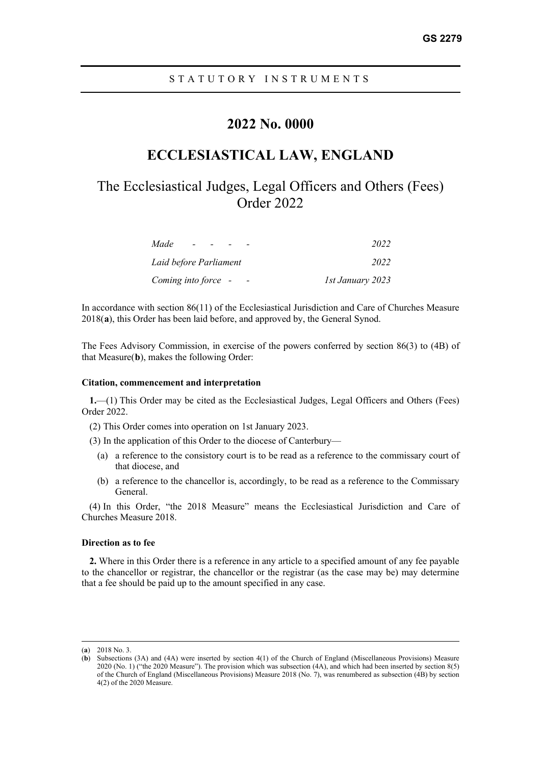GS 2279

STATUTORY INSTRUMENTS

# 2022 No. 0000

# ECCLESIASTICAL LAW, ENGLAND

## The Ecclesiastical Judges, Legal Officers and Others (Fees) Order 2022

| | |
|---|---|
| *Made - - - -* | *2022* |
| *Laid before Parliament* | *2022* |
| *Coming into force - -* | *1st January 2023* |

In accordance with section 86(11) of the Ecclesiastical Jurisdiction and Care of Churches Measure 2018(**a**), this Order has been laid before, and approved by, the General Synod.

The Fees Advisory Commission, in exercise of the powers conferred by section 86(3) to (4B) of that Measure(**b**), makes the following Order:

### Citation, commencement and interpretation

**1.**—(1) This Order may be cited as the Ecclesiastical Judges, Legal Officers and Others (Fees) Order 2022.

(2) This Order comes into operation on 1st January 2023.

(3) In the application of this Order to the diocese of Canterbury—

- (a) a reference to the consistory court is to be read as a reference to the commissary court of that diocese, and
- (b) a reference to the chancellor is, accordingly, to be read as a reference to the Commissary General.

(4) In this Order, "the 2018 Measure" means the Ecclesiastical Jurisdiction and Care of Churches Measure 2018.

### Direction as to fee

**2.** Where in this Order there is a reference in any article to a specified amount of any fee payable to the chancellor or registrar, the chancellor or the registrar (as the case may be) may determine that a fee should be paid up to the amount specified in any case.

---

(**a**) 2018 No. 3.

(**b**) Subsections (3A) and (4A) were inserted by section 4(1) of the Church of England (Miscellaneous Provisions) Measure 2020 (No. 1) ("the 2020 Measure"). The provision which was subsection (4A), and which had been inserted by section 8(5) of the Church of England (Miscellaneous Provisions) Measure 2018 (No. 7), was renumbered as subsection (4B) by section 4(2) of the 2020 Measure.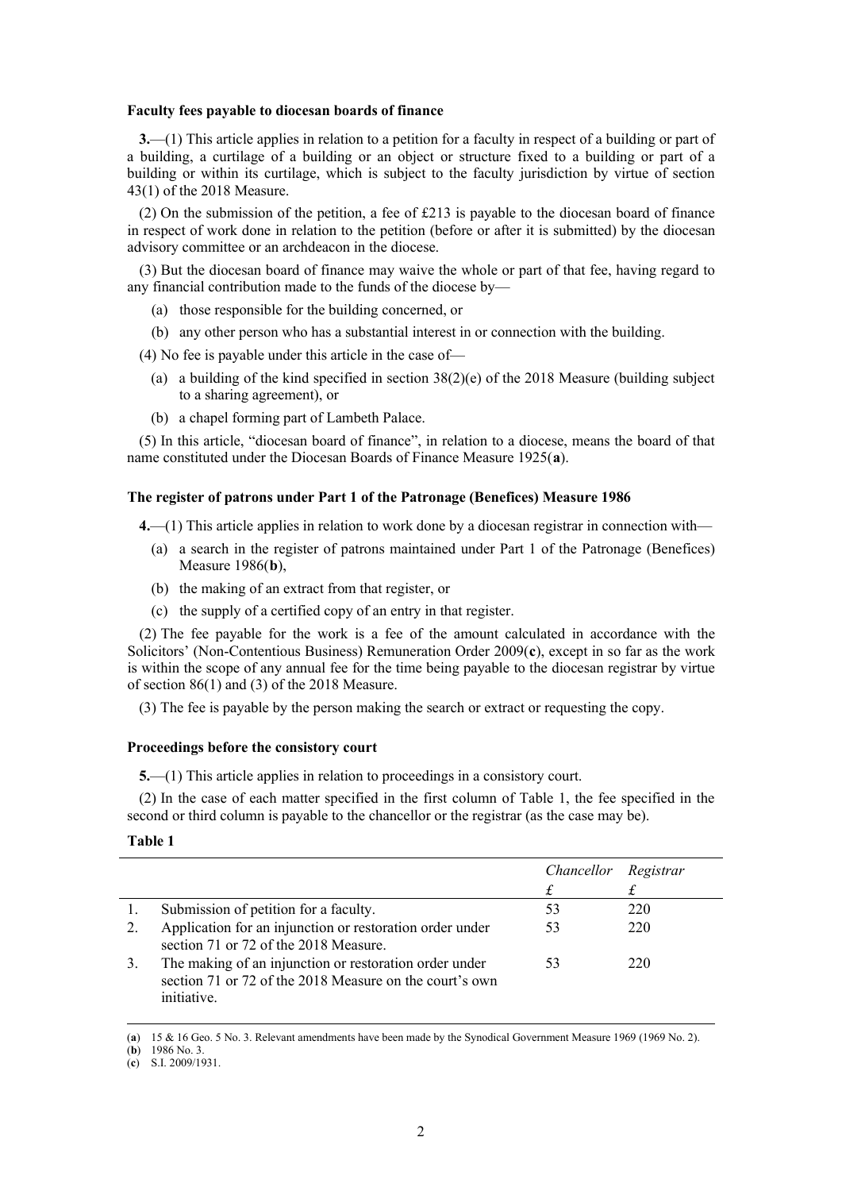**Faculty fees payable to diocesan boards of finance**

**3.**—(1) This article applies in relation to a petition for a faculty in respect of a building or part of a building, a curtilage of a building or an object or structure fixed to a building or part of a building or within its curtilage, which is subject to the faculty jurisdiction by virtue of section 43(1) of the 2018 Measure.

(2) On the submission of the petition, a fee of £213 is payable to the diocesan board of finance in respect of work done in relation to the petition (before or after it is submitted) by the diocesan advisory committee or an archdeacon in the diocese.

(3) But the diocesan board of finance may waive the whole or part of that fee, having regard to any financial contribution made to the funds of the diocese by—

(a) those responsible for the building concerned, or

(b) any other person who has a substantial interest in or connection with the building.

(4) No fee is payable under this article in the case of—

(a) a building of the kind specified in section 38(2)(e) of the 2018 Measure (building subject to a sharing agreement), or

(b) a chapel forming part of Lambeth Palace.

(5) In this article, "diocesan board of finance", in relation to a diocese, means the board of that name constituted under the Diocesan Boards of Finance Measure 1925(**a**).

**The register of patrons under Part 1 of the Patronage (Benefices) Measure 1986**

**4.**—(1) This article applies in relation to work done by a diocesan registrar in connection with—

(a) a search in the register of patrons maintained under Part 1 of the Patronage (Benefices) Measure 1986(**b**),

(b) the making of an extract from that register, or

(c) the supply of a certified copy of an entry in that register.

(2) The fee payable for the work is a fee of the amount calculated in accordance with the Solicitors' (Non-Contentious Business) Remuneration Order 2009(**c**), except in so far as the work is within the scope of any annual fee for the time being payable to the diocesan registrar by virtue of section 86(1) and (3) of the 2018 Measure.

(3) The fee is payable by the person making the search or extract or requesting the copy.

**Proceedings before the consistory court**

**5.**—(1) This article applies in relation to proceedings in a consistory court.

(2) In the case of each matter specified in the first column of Table 1, the fee specified in the second or third column is payable to the chancellor or the registrar (as the case may be).

**Table 1**

| | | *Chancellor* £ | *Registrar* £ |
|---|---|---|---|
| 1. | Submission of petition for a faculty. | 53 | 220 |
| 2. | Application for an injunction or restoration order under section 71 or 72 of the 2018 Measure. | 53 | 220 |
| 3. | The making of an injunction or restoration order under section 71 or 72 of the 2018 Measure on the court's own initiative. | 53 | 220 |

(**a**) 15 & 16 Geo. 5 No. 3. Relevant amendments have been made by the Synodical Government Measure 1969 (1969 No. 2).

(**b**) 1986 No. 3.

(**c**) S.I. 2009/1931.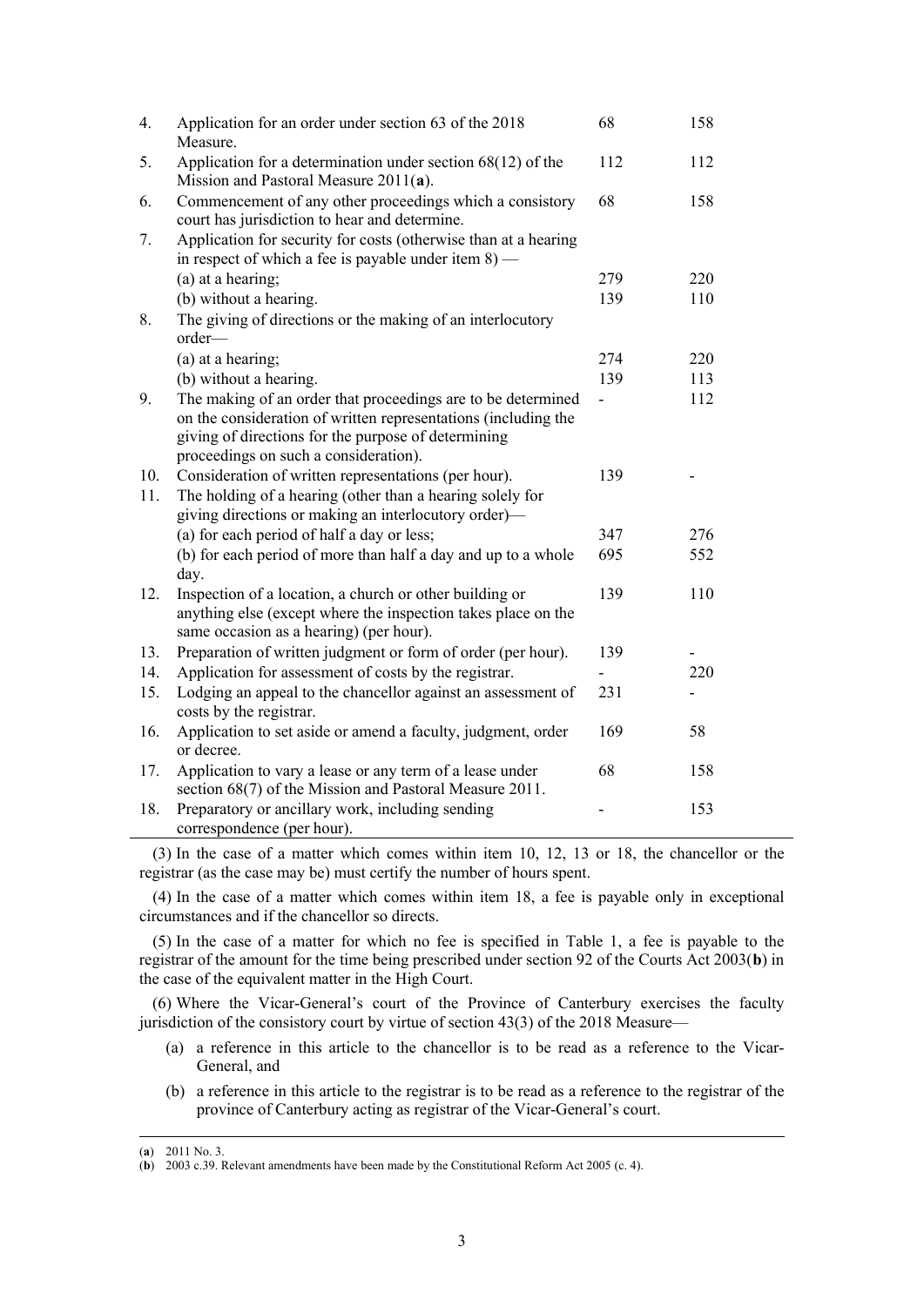| | | | |
|---|---|---|---|
| 4. | Application for an order under section 63 of the 2018 Measure. | 68 | 158 |
| 5. | Application for a determination under section 68(12) of the Mission and Pastoral Measure 2011(**a**). | 112 | 112 |
| 6. | Commencement of any other proceedings which a consistory court has jurisdiction to hear and determine. | 68 | 158 |
| 7. | Application for security for costs (otherwise than at a hearing in respect of which a fee is payable under item 8) — | | |
| | (a) at a hearing; | 279 | 220 |
| | (b) without a hearing. | 139 | 110 |
| 8. | The giving of directions or the making of an interlocutory order— | | |
| | (a) at a hearing; | 274 | 220 |
| | (b) without a hearing. | 139 | 113 |
| 9. | The making of an order that proceedings are to be determined on the consideration of written representations (including the giving of directions for the purpose of determining proceedings on such a consideration). | - | 112 |
| 10. | Consideration of written representations (per hour). | 139 | - |
| 11. | The holding of a hearing (other than a hearing solely for giving directions or making an interlocutory order)— | | |
| | (a) for each period of half a day or less; | 347 | 276 |
| | (b) for each period of more than half a day and up to a whole day. | 695 | 552 |
| 12. | Inspection of a location, a church or other building or anything else (except where the inspection takes place on the same occasion as a hearing) (per hour). | 139 | 110 |
| 13. | Preparation of written judgment or form of order (per hour). | 139 | - |
| 14. | Application for assessment of costs by the registrar. | - | 220 |
| 15. | Lodging an appeal to the chancellor against an assessment of costs by the registrar. | 231 | - |
| 16. | Application to set aside or amend a faculty, judgment, order or decree. | 169 | 58 |
| 17. | Application to vary a lease or any term of a lease under section 68(7) of the Mission and Pastoral Measure 2011. | 68 | 158 |
| 18. | Preparatory or ancillary work, including sending correspondence (per hour). | - | 153 |

(3) In the case of a matter which comes within item 10, 12, 13 or 18, the chancellor or the registrar (as the case may be) must certify the number of hours spent.

(4) In the case of a matter which comes within item 18, a fee is payable only in exceptional circumstances and if the chancellor so directs.

(5) In the case of a matter for which no fee is specified in Table 1, a fee is payable to the registrar of the amount for the time being prescribed under section 92 of the Courts Act 2003(**b**) in the case of the equivalent matter in the High Court.

(6) Where the Vicar-General's court of the Province of Canterbury exercises the faculty jurisdiction of the consistory court by virtue of section 43(3) of the 2018 Measure—

(a) a reference in this article to the chancellor is to be read as a reference to the Vicar-General, and

(b) a reference in this article to the registrar is to be read as a reference to the registrar of the province of Canterbury acting as registrar of the Vicar-General's court.

---

(**a**) 2011 No. 3.

(**b**) 2003 c.39. Relevant amendments have been made by the Constitutional Reform Act 2005 (c. 4).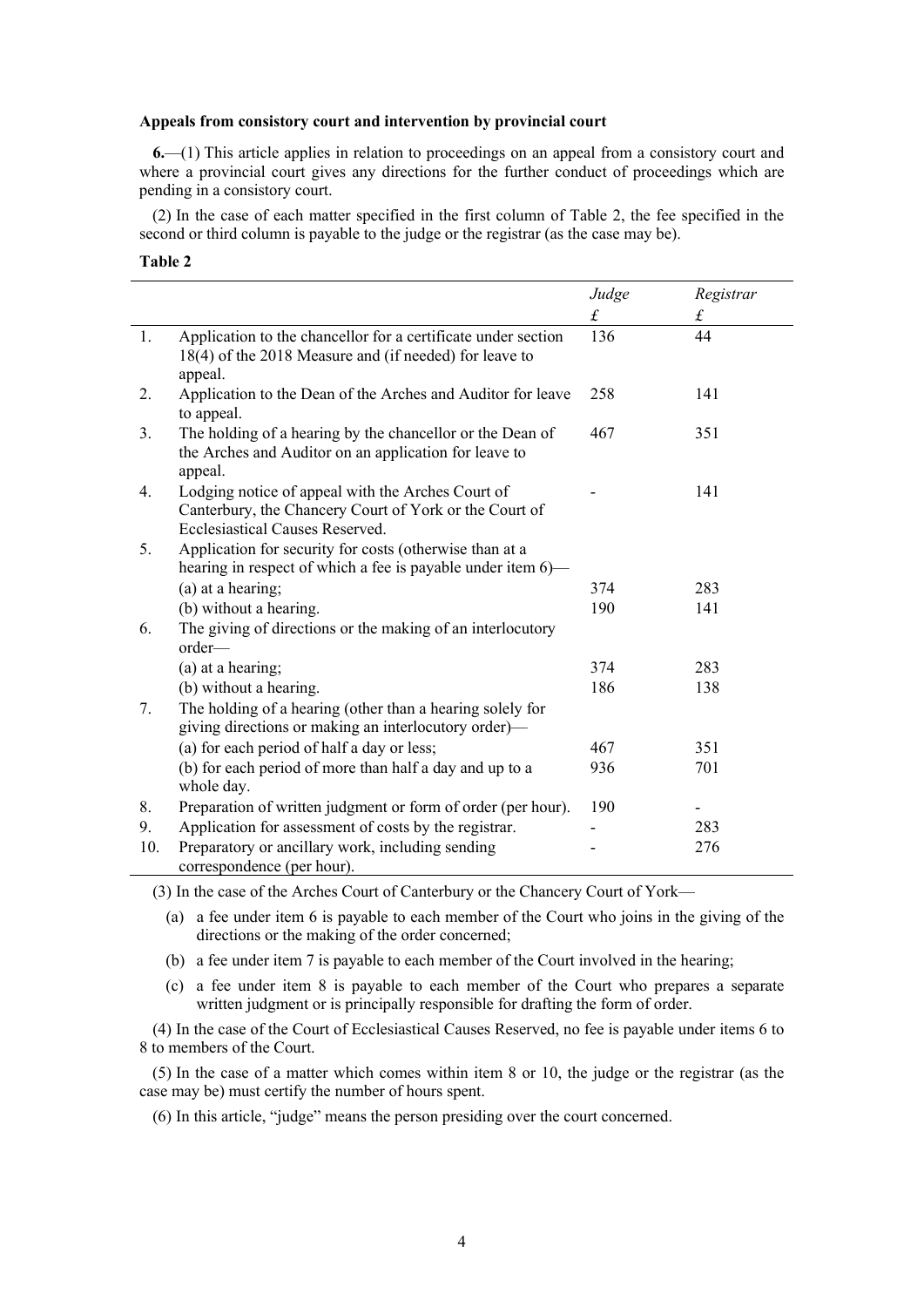**Appeals from consistory court and intervention by provincial court**

**6.**—(1) This article applies in relation to proceedings on an appeal from a consistory court and where a provincial court gives any directions for the further conduct of proceedings which are pending in a consistory court.

(2) In the case of each matter specified in the first column of Table 2, the fee specified in the second or third column is payable to the judge or the registrar (as the case may be).

**Table 2**

| | | *Judge* £ | *Registrar* £ |
|---|---|---|---|
| 1. | Application to the chancellor for a certificate under section 18(4) of the 2018 Measure and (if needed) for leave to appeal. | 136 | 44 |
| 2. | Application to the Dean of the Arches and Auditor for leave to appeal. | 258 | 141 |
| 3. | The holding of a hearing by the chancellor or the Dean of the Arches and Auditor on an application for leave to appeal. | 467 | 351 |
| 4. | Lodging notice of appeal with the Arches Court of Canterbury, the Chancery Court of York or the Court of Ecclesiastical Causes Reserved. | - | 141 |
| 5. | Application for security for costs (otherwise than at a hearing in respect of which a fee is payable under item 6)— | | |
| | (a) at a hearing; | 374 | 283 |
| | (b) without a hearing. | 190 | 141 |
| 6. | The giving of directions or the making of an interlocutory order— | | |
| | (a) at a hearing; | 374 | 283 |
| | (b) without a hearing. | 186 | 138 |
| 7. | The holding of a hearing (other than a hearing solely for giving directions or making an interlocutory order)— | | |
| | (a) for each period of half a day or less; | 467 | 351 |
| | (b) for each period of more than half a day and up to a whole day. | 936 | 701 |
| 8. | Preparation of written judgment or form of order (per hour). | 190 | - |
| 9. | Application for assessment of costs by the registrar. | - | 283 |
| 10. | Preparatory or ancillary work, including sending correspondence (per hour). | - | 276 |

(3) In the case of the Arches Court of Canterbury or the Chancery Court of York—

(a) a fee under item 6 is payable to each member of the Court who joins in the giving of the directions or the making of the order concerned;

(b) a fee under item 7 is payable to each member of the Court involved in the hearing;

(c) a fee under item 8 is payable to each member of the Court who prepares a separate written judgment or is principally responsible for drafting the form of order.

(4) In the case of the Court of Ecclesiastical Causes Reserved, no fee is payable under items 6 to 8 to members of the Court.

(5) In the case of a matter which comes within item 8 or 10, the judge or the registrar (as the case may be) must certify the number of hours spent.

(6) In this article, "judge" means the person presiding over the court concerned.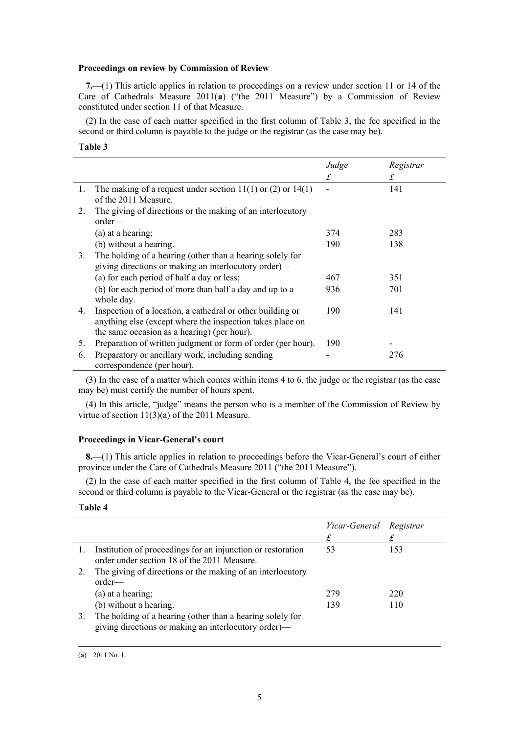**Proceedings on review by Commission of Review**

**7.**—(1) This article applies in relation to proceedings on a review under section 11 or 14 of the Care of Cathedrals Measure 2011(**a**) ("the 2011 Measure") by a Commission of Review constituted under section 11 of that Measure.

(2) In the case of each matter specified in the first column of Table 3, the fee specified in the second or third column is payable to the judge or the registrar (as the case may be).

**Table 3**

| | | *Judge* £ | *Registrar* £ |
|---|---|---|---|
| 1. | The making of a request under section 11(1) or (2) or 14(1) of the 2011 Measure. | - | 141 |
| 2. | The giving of directions or the making of an interlocutory order— | | |
| | (a) at a hearing; | 374 | 283 |
| | (b) without a hearing. | 190 | 138 |
| 3. | The holding of a hearing (other than a hearing solely for giving directions or making an interlocutory order)— | | |
| | (a) for each period of half a day or less; | 467 | 351 |
| | (b) for each period of more than half a day and up to a whole day. | 936 | 701 |
| 4. | Inspection of a location, a cathedral or other building or anything else (except where the inspection takes place on the same occasion as a hearing) (per hour). | 190 | 141 |
| 5. | Preparation of written judgment or form of order (per hour). | 190 | - |
| 6. | Preparatory or ancillary work, including sending correspondence (per hour). | - | 276 |

(3) In the case of a matter which comes within items 4 to 6, the judge or the registrar (as the case may be) must certify the number of hours spent.

(4) In this article, "judge" means the person who is a member of the Commission of Review by virtue of section 11(3)(a) of the 2011 Measure.

**Proceedings in Vicar-General's court**

**8.**—(1) This article applies in relation to proceedings before the Vicar-General's court of either province under the Care of Cathedrals Measure 2011 ("the 2011 Measure").

(2) In the case of each matter specified in the first column of Table 4, the fee specified in the second or third column is payable to the Vicar-General or the registrar (as the case may be).

**Table 4**

| | | *Vicar-General* £ | *Registrar* £ |
|---|---|---|---|
| 1. | Institution of proceedings for an injunction or restoration order under section 18 of the 2011 Measure. | 53 | 153 |
| 2. | The giving of directions or the making of an interlocutory order— | | |
| | (a) at a hearing; | 279 | 220 |
| | (b) without a hearing. | 139 | 110 |
| 3. | The holding of a hearing (other than a hearing solely for giving directions or making an interlocutory order)— | | |

(**a**) 2011 No. 1.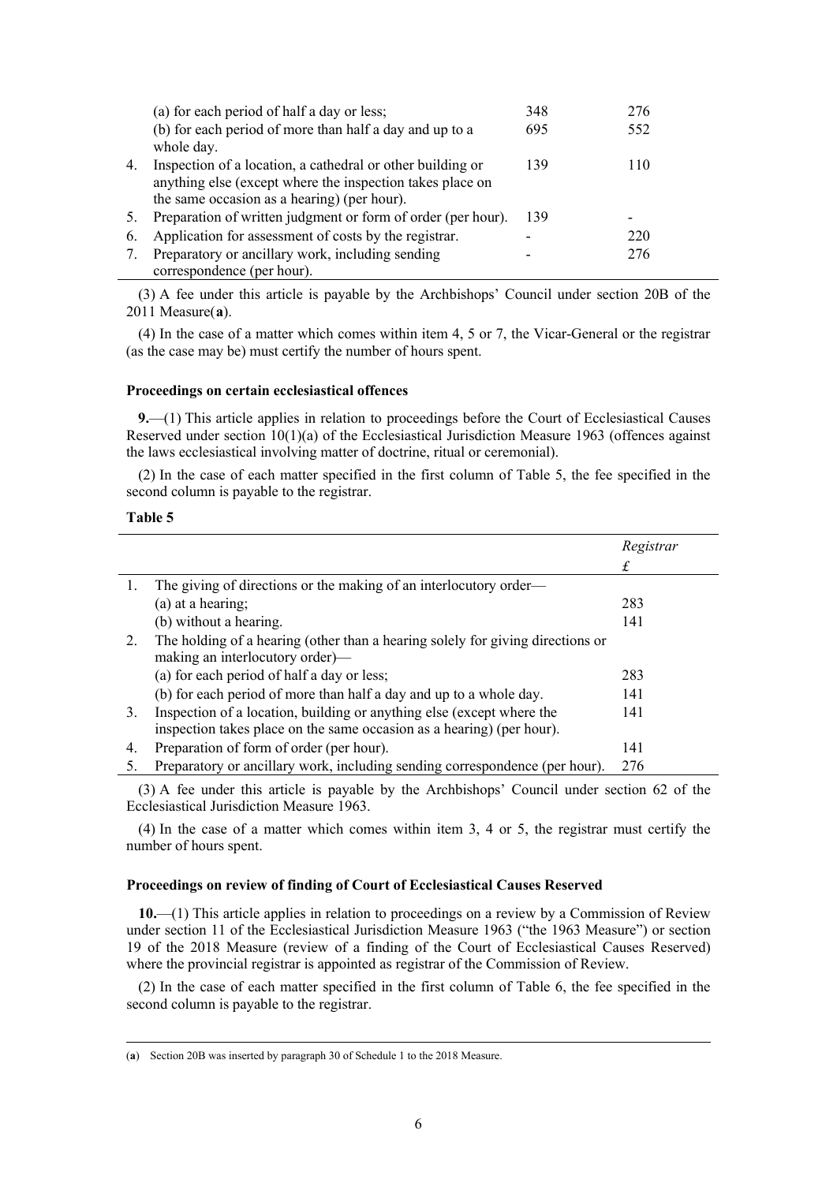| | | | |
|---|---|---|---|
| | (a) for each period of half a day or less; | 348 | 276 |
| | (b) for each period of more than half a day and up to a whole day. | 695 | 552 |
| 4. | Inspection of a location, a cathedral or other building or anything else (except where the inspection takes place on the same occasion as a hearing) (per hour). | 139 | 110 |
| 5. | Preparation of written judgment or form of order (per hour). | 139 | - |
| 6. | Application for assessment of costs by the registrar. | - | 220 |
| 7. | Preparatory or ancillary work, including sending correspondence (per hour). | - | 276 |

(3) A fee under this article is payable by the Archbishops' Council under section 20B of the 2011 Measure(**a**).

(4) In the case of a matter which comes within item 4, 5 or 7, the Vicar-General or the registrar (as the case may be) must certify the number of hours spent.

**Proceedings on certain ecclesiastical offences**

**9.**—(1) This article applies in relation to proceedings before the Court of Ecclesiastical Causes Reserved under section 10(1)(a) of the Ecclesiastical Jurisdiction Measure 1963 (offences against the laws ecclesiastical involving matter of doctrine, ritual or ceremonial).

(2) In the case of each matter specified in the first column of Table 5, the fee specified in the second column is payable to the registrar.

**Table 5**

| | | *Registrar* £ |
|---|---|---|
| 1. | The giving of directions or the making of an interlocutory order— | |
| | (a) at a hearing; | 283 |
| | (b) without a hearing. | 141 |
| 2. | The holding of a hearing (other than a hearing solely for giving directions or making an interlocutory order)— | |
| | (a) for each period of half a day or less; | 283 |
| | (b) for each period of more than half a day and up to a whole day. | 141 |
| 3. | Inspection of a location, building or anything else (except where the inspection takes place on the same occasion as a hearing) (per hour). | 141 |
| 4. | Preparation of form of order (per hour). | 141 |
| 5. | Preparatory or ancillary work, including sending correspondence (per hour). | 276 |

(3) A fee under this article is payable by the Archbishops' Council under section 62 of the Ecclesiastical Jurisdiction Measure 1963.

(4) In the case of a matter which comes within item 3, 4 or 5, the registrar must certify the number of hours spent.

**Proceedings on review of finding of Court of Ecclesiastical Causes Reserved**

**10.**—(1) This article applies in relation to proceedings on a review by a Commission of Review under section 11 of the Ecclesiastical Jurisdiction Measure 1963 ("the 1963 Measure") or section 19 of the 2018 Measure (review of a finding of the Court of Ecclesiastical Causes Reserved) where the provincial registrar is appointed as registrar of the Commission of Review.

(2) In the case of each matter specified in the first column of Table 6, the fee specified in the second column is payable to the registrar.

(**a**) Section 20B was inserted by paragraph 30 of Schedule 1 to the 2018 Measure.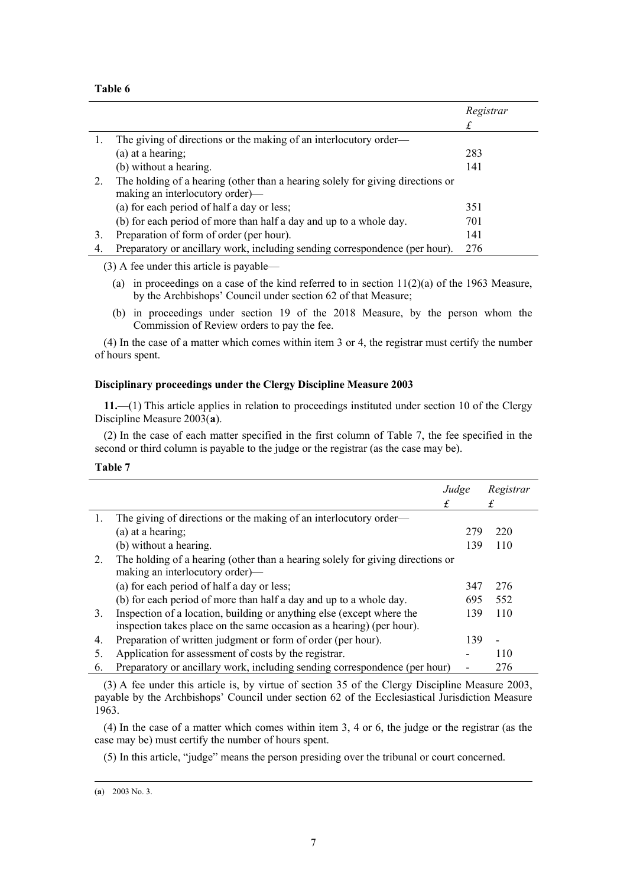**Table 6**

| | | *Registrar* £ |
|---|---|---|
| 1. | The giving of directions or the making of an interlocutory order— | |
| | (a) at a hearing; | 283 |
| | (b) without a hearing. | 141 |
| 2. | The holding of a hearing (other than a hearing solely for giving directions or making an interlocutory order)— | |
| | (a) for each period of half a day or less; | 351 |
| | (b) for each period of more than half a day and up to a whole day. | 701 |
| 3. | Preparation of form of order (per hour). | 141 |
| 4. | Preparatory or ancillary work, including sending correspondence (per hour). | 276 |

(3) A fee under this article is payable—

(a) in proceedings on a case of the kind referred to in section 11(2)(a) of the 1963 Measure, by the Archbishops' Council under section 62 of that Measure;

(b) in proceedings under section 19 of the 2018 Measure, by the person whom the Commission of Review orders to pay the fee.

(4) In the case of a matter which comes within item 3 or 4, the registrar must certify the number of hours spent.

**Disciplinary proceedings under the Clergy Discipline Measure 2003**

**11.**—(1) This article applies in relation to proceedings instituted under section 10 of the Clergy Discipline Measure 2003(**a**).

(2) In the case of each matter specified in the first column of Table 7, the fee specified in the second or third column is payable to the judge or the registrar (as the case may be).

**Table 7**

| | | *Judge* £ | *Registrar* £ |
|---|---|---|---|
| 1. | The giving of directions or the making of an interlocutory order— | | |
| | (a) at a hearing; | 279 | 220 |
| | (b) without a hearing. | 139 | 110 |
| 2. | The holding of a hearing (other than a hearing solely for giving directions or making an interlocutory order)— | | |
| | (a) for each period of half a day or less; | 347 | 276 |
| | (b) for each period of more than half a day and up to a whole day. | 695 | 552 |
| 3. | Inspection of a location, building or anything else (except where the inspection takes place on the same occasion as a hearing) (per hour). | 139 | 110 |
| 4. | Preparation of written judgment or form of order (per hour). | 139 | - |
| 5. | Application for assessment of costs by the registrar. | - | 110 |
| 6. | Preparatory or ancillary work, including sending correspondence (per hour) | - | 276 |

(3) A fee under this article is, by virtue of section 35 of the Clergy Discipline Measure 2003, payable by the Archbishops' Council under section 62 of the Ecclesiastical Jurisdiction Measure 1963.

(4) In the case of a matter which comes within item 3, 4 or 6, the judge or the registrar (as the case may be) must certify the number of hours spent.

(5) In this article, "judge" means the person presiding over the tribunal or court concerned.

(**a**) 2003 No. 3.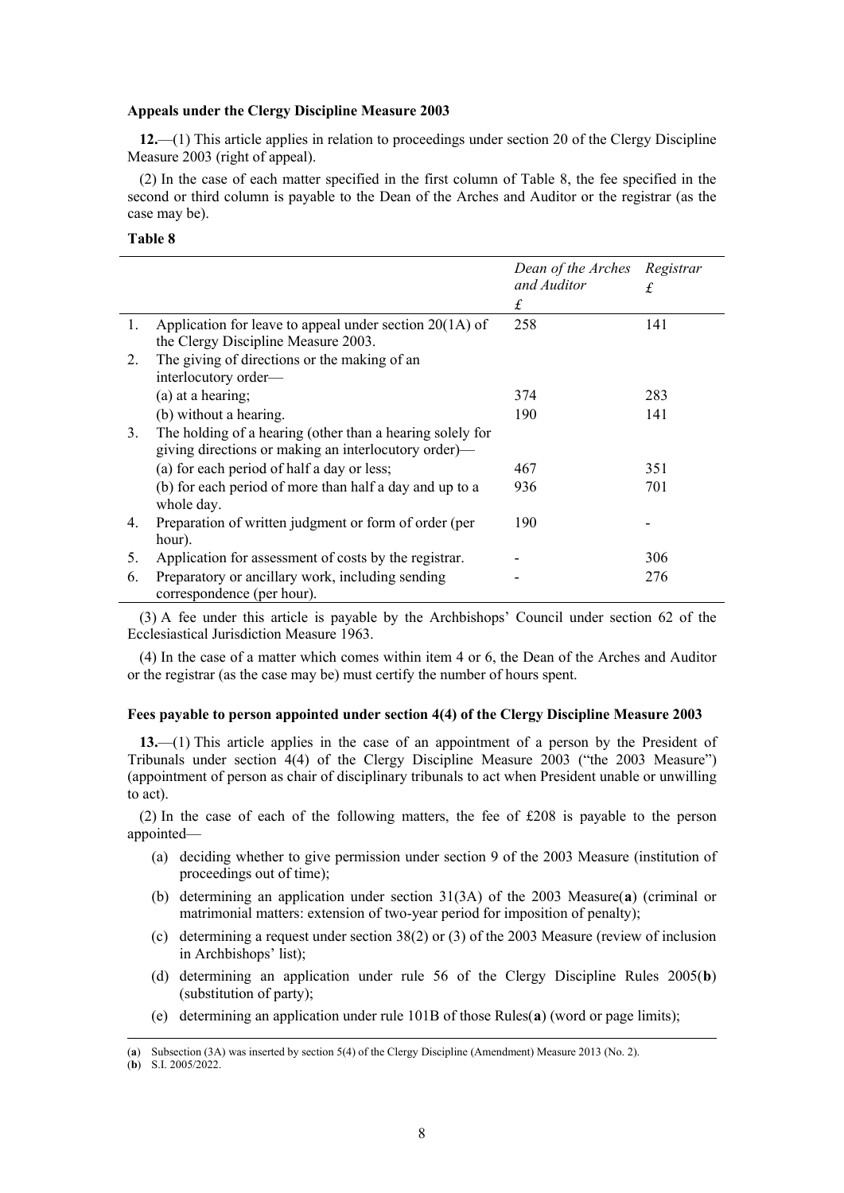**Appeals under the Clergy Discipline Measure 2003**

**12.**—(1) This article applies in relation to proceedings under section 20 of the Clergy Discipline Measure 2003 (right of appeal).

(2) In the case of each matter specified in the first column of Table 8, the fee specified in the second or third column is payable to the Dean of the Arches and Auditor or the registrar (as the case may be).

**Table 8**

| | | *Dean of the Arches and Auditor* £ | *Registrar* £ |
|---|---|---|---|
| 1. | Application for leave to appeal under section 20(1A) of the Clergy Discipline Measure 2003. | 258 | 141 |
| 2. | The giving of directions or the making of an interlocutory order— | | |
| | (a) at a hearing; | 374 | 283 |
| | (b) without a hearing. | 190 | 141 |
| 3. | The holding of a hearing (other than a hearing solely for giving directions or making an interlocutory order)— | | |
| | (a) for each period of half a day or less; | 467 | 351 |
| | (b) for each period of more than half a day and up to a whole day. | 936 | 701 |
| 4. | Preparation of written judgment or form of order (per hour). | 190 | - |
| 5. | Application for assessment of costs by the registrar. | - | 306 |
| 6. | Preparatory or ancillary work, including sending correspondence (per hour). | - | 276 |

(3) A fee under this article is payable by the Archbishops' Council under section 62 of the Ecclesiastical Jurisdiction Measure 1963.

(4) In the case of a matter which comes within item 4 or 6, the Dean of the Arches and Auditor or the registrar (as the case may be) must certify the number of hours spent.

**Fees payable to person appointed under section 4(4) of the Clergy Discipline Measure 2003**

**13.**—(1) This article applies in the case of an appointment of a person by the President of Tribunals under section 4(4) of the Clergy Discipline Measure 2003 ("the 2003 Measure") (appointment of person as chair of disciplinary tribunals to act when President unable or unwilling to act).

(2) In the case of each of the following matters, the fee of £208 is payable to the person appointed—

(a) deciding whether to give permission under section 9 of the 2003 Measure (institution of proceedings out of time);

(b) determining an application under section 31(3A) of the 2003 Measure([a]) (criminal or matrimonial matters: extension of two-year period for imposition of penalty);

(c) determining a request under section 38(2) or (3) of the 2003 Measure (review of inclusion in Archbishops' list);

(d) determining an application under rule 56 of the Clergy Discipline Rules 2005([b]) (substitution of party);

(e) determining an application under rule 101B of those Rules([a]) (word or page limits);

---

([a]) Subsection (3A) was inserted by section 5(4) of the Clergy Discipline (Amendment) Measure 2013 (No. 2).

([b]) S.I. 2005/2022.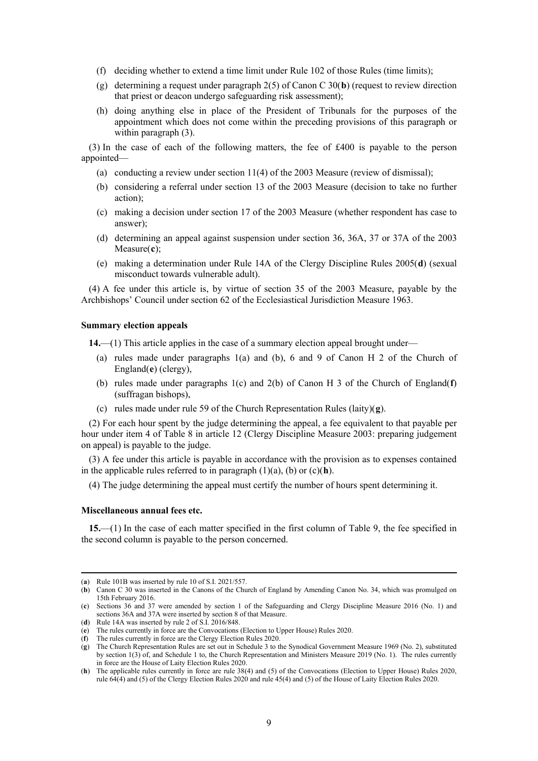(f) deciding whether to extend a time limit under Rule 102 of those Rules (time limits);

(g) determining a request under paragraph 2(5) of Canon C 30(**b**) (request to review direction that priest or deacon undergo safeguarding risk assessment);

(h) doing anything else in place of the President of Tribunals for the purposes of the appointment which does not come within the preceding provisions of this paragraph or within paragraph (3).

(3) In the case of each of the following matters, the fee of £400 is payable to the person appointed—

(a) conducting a review under section 11(4) of the 2003 Measure (review of dismissal);

(b) considering a referral under section 13 of the 2003 Measure (decision to take no further action);

(c) making a decision under section 17 of the 2003 Measure (whether respondent has case to answer);

(d) determining an appeal against suspension under section 36, 36A, 37 or 37A of the 2003 Measure(**c**);

(e) making a determination under Rule 14A of the Clergy Discipline Rules 2005(**d**) (sexual misconduct towards vulnerable adult).

(4) A fee under this article is, by virtue of section 35 of the 2003 Measure, payable by the Archbishops' Council under section 62 of the Ecclesiastical Jurisdiction Measure 1963.

**Summary election appeals**

**14.**—(1) This article applies in the case of a summary election appeal brought under—

(a) rules made under paragraphs 1(a) and (b), 6 and 9 of Canon H 2 of the Church of England(**e**) (clergy),

(b) rules made under paragraphs 1(c) and 2(b) of Canon H 3 of the Church of England(**f**) (suffragan bishops),

(c) rules made under rule 59 of the Church Representation Rules (laity)(**g**).

(2) For each hour spent by the judge determining the appeal, a fee equivalent to that payable per hour under item 4 of Table 8 in article 12 (Clergy Discipline Measure 2003: preparing judgement on appeal) is payable to the judge.

(3) A fee under this article is payable in accordance with the provision as to expenses contained in the applicable rules referred to in paragraph (1)(a), (b) or (c)(**h**).

(4) The judge determining the appeal must certify the number of hours spent determining it.

**Miscellaneous annual fees etc.**

**15.**—(1) In the case of each matter specified in the first column of Table 9, the fee specified in the second column is payable to the person concerned.

---

(**a**) Rule 101B was inserted by rule 10 of S.I. 2021/557.

(**b**) Canon C 30 was inserted in the Canons of the Church of England by Amending Canon No. 34, which was promulged on 15th February 2016.

(**c**) Sections 36 and 37 were amended by section 1 of the Safeguarding and Clergy Discipline Measure 2016 (No. 1) and sections 36A and 37A were inserted by section 8 of that Measure.

(**d**) Rule 14A was inserted by rule 2 of S.I. 2016/848.

(**e**) The rules currently in force are the Convocations (Election to Upper House) Rules 2020.

(**f**) The rules currently in force are the Clergy Election Rules 2020.

(**g**) The Church Representation Rules are set out in Schedule 3 to the Synodical Government Measure 1969 (No. 2), substituted by section 1(3) of, and Schedule 1 to, the Church Representation and Ministers Measure 2019 (No. 1). The rules currently in force are the House of Laity Election Rules 2020.

(**h**) The applicable rules currently in force are rule 38(4) and (5) of the Convocations (Election to Upper House) Rules 2020, rule 64(4) and (5) of the Clergy Election Rules 2020 and rule 45(4) and (5) of the House of Laity Election Rules 2020.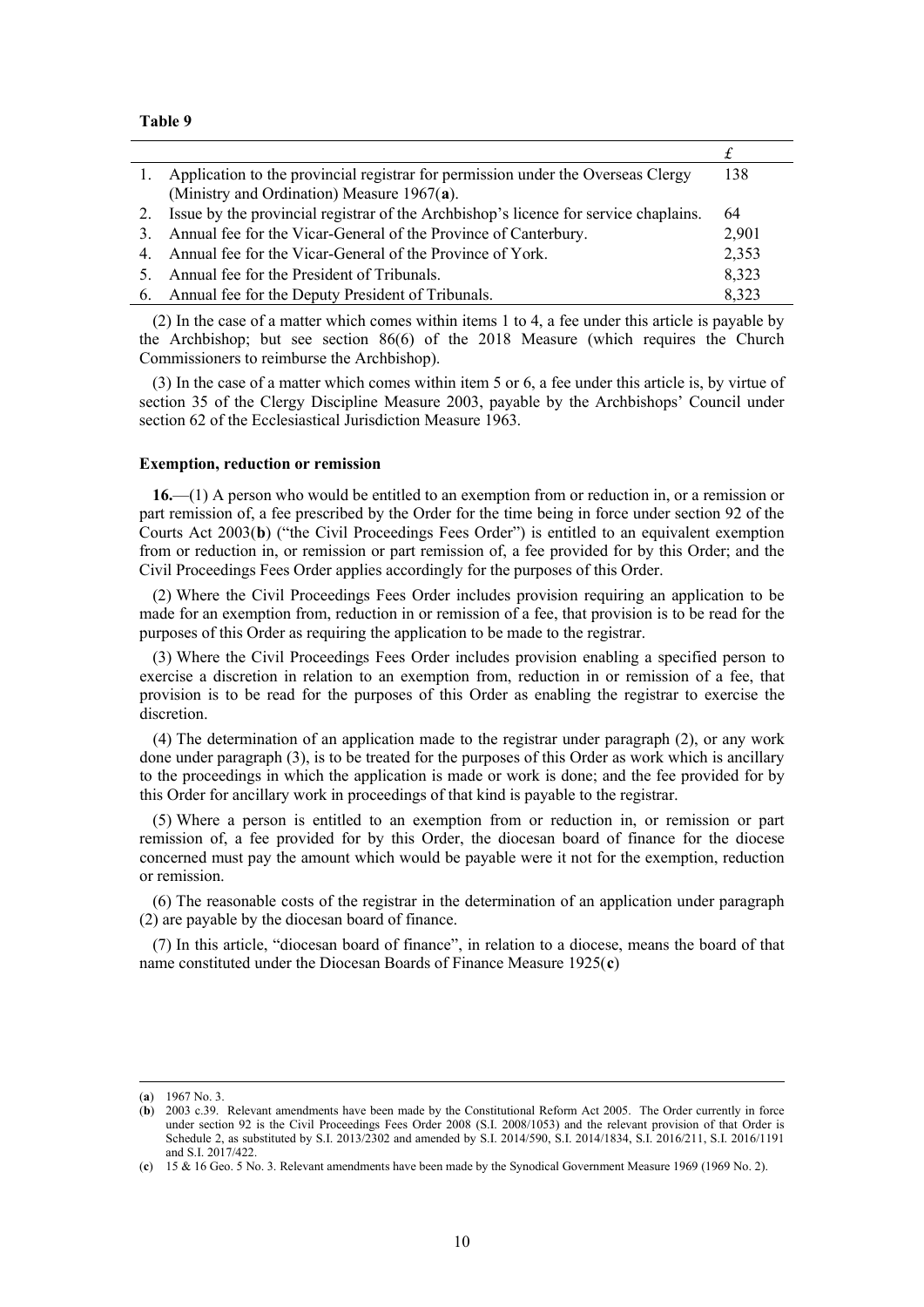**Table 9**

| | | £ |
|---|---|---|
| 1. | Application to the provincial registrar for permission under the Overseas Clergy (Ministry and Ordination) Measure 1967(**a**). | 138 |
| 2. | Issue by the provincial registrar of the Archbishop's licence for service chaplains. | 64 |
| 3. | Annual fee for the Vicar-General of the Province of Canterbury. | 2,901 |
| 4. | Annual fee for the Vicar-General of the Province of York. | 2,353 |
| 5. | Annual fee for the President of Tribunals. | 8,323 |
| 6. | Annual fee for the Deputy President of Tribunals. | 8,323 |

(2) In the case of a matter which comes within items 1 to 4, a fee under this article is payable by the Archbishop; but see section 86(6) of the 2018 Measure (which requires the Church Commissioners to reimburse the Archbishop).

(3) In the case of a matter which comes within item 5 or 6, a fee under this article is, by virtue of section 35 of the Clergy Discipline Measure 2003, payable by the Archbishops' Council under section 62 of the Ecclesiastical Jurisdiction Measure 1963.

**Exemption, reduction or remission**

**16.**—(1) A person who would be entitled to an exemption from or reduction in, or a remission or part remission of, a fee prescribed by the Order for the time being in force under section 92 of the Courts Act 2003(**b**) ("the Civil Proceedings Fees Order") is entitled to an equivalent exemption from or reduction in, or remission or part remission of, a fee provided for by this Order; and the Civil Proceedings Fees Order applies accordingly for the purposes of this Order.

(2) Where the Civil Proceedings Fees Order includes provision requiring an application to be made for an exemption from, reduction in or remission of a fee, that provision is to be read for the purposes of this Order as requiring the application to be made to the registrar.

(3) Where the Civil Proceedings Fees Order includes provision enabling a specified person to exercise a discretion in relation to an exemption from, reduction in or remission of a fee, that provision is to be read for the purposes of this Order as enabling the registrar to exercise the discretion.

(4) The determination of an application made to the registrar under paragraph (2), or any work done under paragraph (3), is to be treated for the purposes of this Order as work which is ancillary to the proceedings in which the application is made or work is done; and the fee provided for by this Order for ancillary work in proceedings of that kind is payable to the registrar.

(5) Where a person is entitled to an exemption from or reduction in, or remission or part remission of, a fee provided for by this Order, the diocesan board of finance for the diocese concerned must pay the amount which would be payable were it not for the exemption, reduction or remission.

(6) The reasonable costs of the registrar in the determination of an application under paragraph (2) are payable by the diocesan board of finance.

(7) In this article, "diocesan board of finance", in relation to a diocese, means the board of that name constituted under the Diocesan Boards of Finance Measure 1925(**c**)

---

(**a**) 1967 No. 3.

(**b**) 2003 c.39. Relevant amendments have been made by the Constitutional Reform Act 2005. The Order currently in force under section 92 is the Civil Proceedings Fees Order 2008 (S.I. 2008/1053) and the relevant provision of that Order is Schedule 2, as substituted by S.I. 2013/2302 and amended by S.I. 2014/590, S.I. 2014/1834, S.I. 2016/211, S.I. 2016/1191 and S.I. 2017/422.

(**c**) 15 & 16 Geo. 5 No. 3. Relevant amendments have been made by the Synodical Government Measure 1969 (1969 No. 2).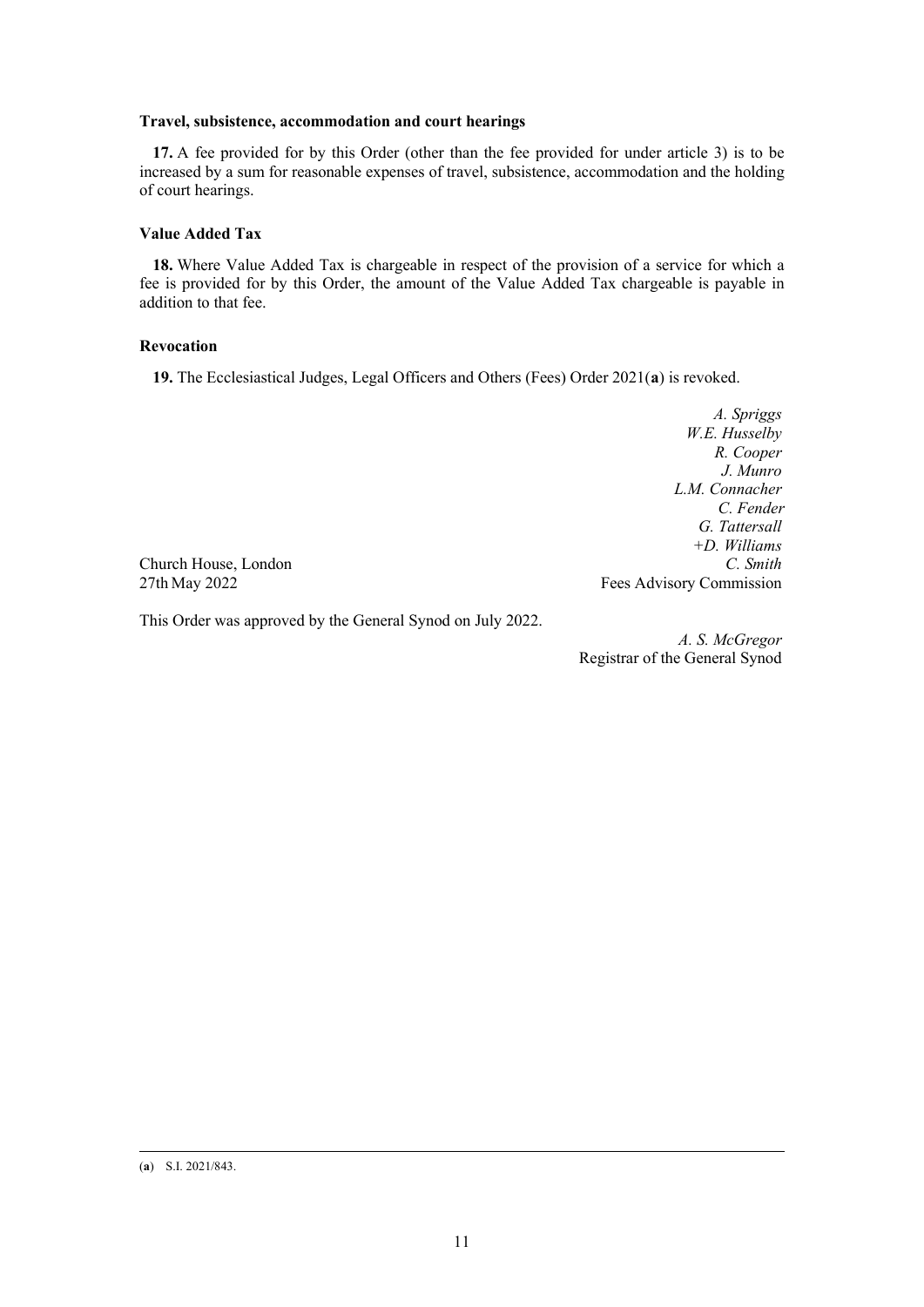### Travel, subsistence, accommodation and court hearings

**17.** A fee provided for by this Order (other than the fee provided for under article 3) is to be increased by a sum for reasonable expenses of travel, subsistence, accommodation and the holding of court hearings.

### Value Added Tax

**18.** Where Value Added Tax is chargeable in respect of the provision of a service for which a fee is provided for by this Order, the amount of the Value Added Tax chargeable is payable in addition to that fee.

### Revocation

**19.** The Ecclesiastical Judges, Legal Officers and Others (Fees) Order 2021([a]) is revoked.

*A. Spriggs*
*W.E. Husselby*
*R. Cooper*
*J. Munro*
*L.M. Connacher*
*C. Fender*
*G. Tattersall*
*+D. Williams*
*C. Smith*
Fees Advisory Commission

Church House, London
27th May 2022

This Order was approved by the General Synod on July 2022.

*A. S. McGregor*
Registrar of the General Synod

---

([a]) S.I. 2021/843.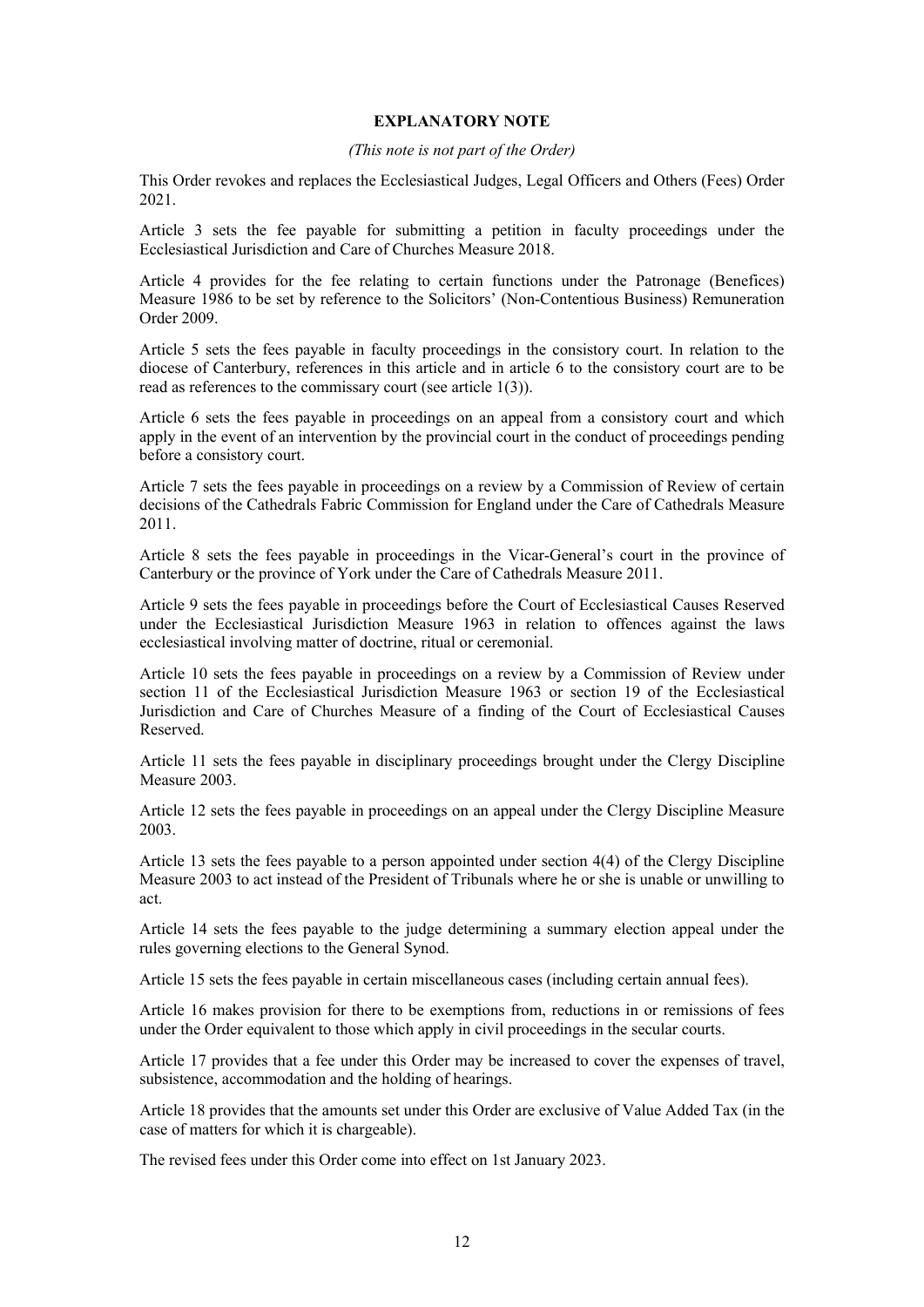**EXPLANATORY NOTE**

*(This note is not part of the Order)*

This Order revokes and replaces the Ecclesiastical Judges, Legal Officers and Others (Fees) Order 2021.

Article 3 sets the fee payable for submitting a petition in faculty proceedings under the Ecclesiastical Jurisdiction and Care of Churches Measure 2018.

Article 4 provides for the fee relating to certain functions under the Patronage (Benefices) Measure 1986 to be set by reference to the Solicitors' (Non-Contentious Business) Remuneration Order 2009.

Article 5 sets the fees payable in faculty proceedings in the consistory court. In relation to the diocese of Canterbury, references in this article and in article 6 to the consistory court are to be read as references to the commissary court (see article 1(3)).

Article 6 sets the fees payable in proceedings on an appeal from a consistory court and which apply in the event of an intervention by the provincial court in the conduct of proceedings pending before a consistory court.

Article 7 sets the fees payable in proceedings on a review by a Commission of Review of certain decisions of the Cathedrals Fabric Commission for England under the Care of Cathedrals Measure 2011.

Article 8 sets the fees payable in proceedings in the Vicar-General's court in the province of Canterbury or the province of York under the Care of Cathedrals Measure 2011.

Article 9 sets the fees payable in proceedings before the Court of Ecclesiastical Causes Reserved under the Ecclesiastical Jurisdiction Measure 1963 in relation to offences against the laws ecclesiastical involving matter of doctrine, ritual or ceremonial.

Article 10 sets the fees payable in proceedings on a review by a Commission of Review under section 11 of the Ecclesiastical Jurisdiction Measure 1963 or section 19 of the Ecclesiastical Jurisdiction and Care of Churches Measure of a finding of the Court of Ecclesiastical Causes Reserved.

Article 11 sets the fees payable in disciplinary proceedings brought under the Clergy Discipline Measure 2003.

Article 12 sets the fees payable in proceedings on an appeal under the Clergy Discipline Measure 2003.

Article 13 sets the fees payable to a person appointed under section 4(4) of the Clergy Discipline Measure 2003 to act instead of the President of Tribunals where he or she is unable or unwilling to act.

Article 14 sets the fees payable to the judge determining a summary election appeal under the rules governing elections to the General Synod.

Article 15 sets the fees payable in certain miscellaneous cases (including certain annual fees).

Article 16 makes provision for there to be exemptions from, reductions in or remissions of fees under the Order equivalent to those which apply in civil proceedings in the secular courts.

Article 17 provides that a fee under this Order may be increased to cover the expenses of travel, subsistence, accommodation and the holding of hearings.

Article 18 provides that the amounts set under this Order are exclusive of Value Added Tax (in the case of matters for which it is chargeable).

The revised fees under this Order come into effect on 1st January 2023.